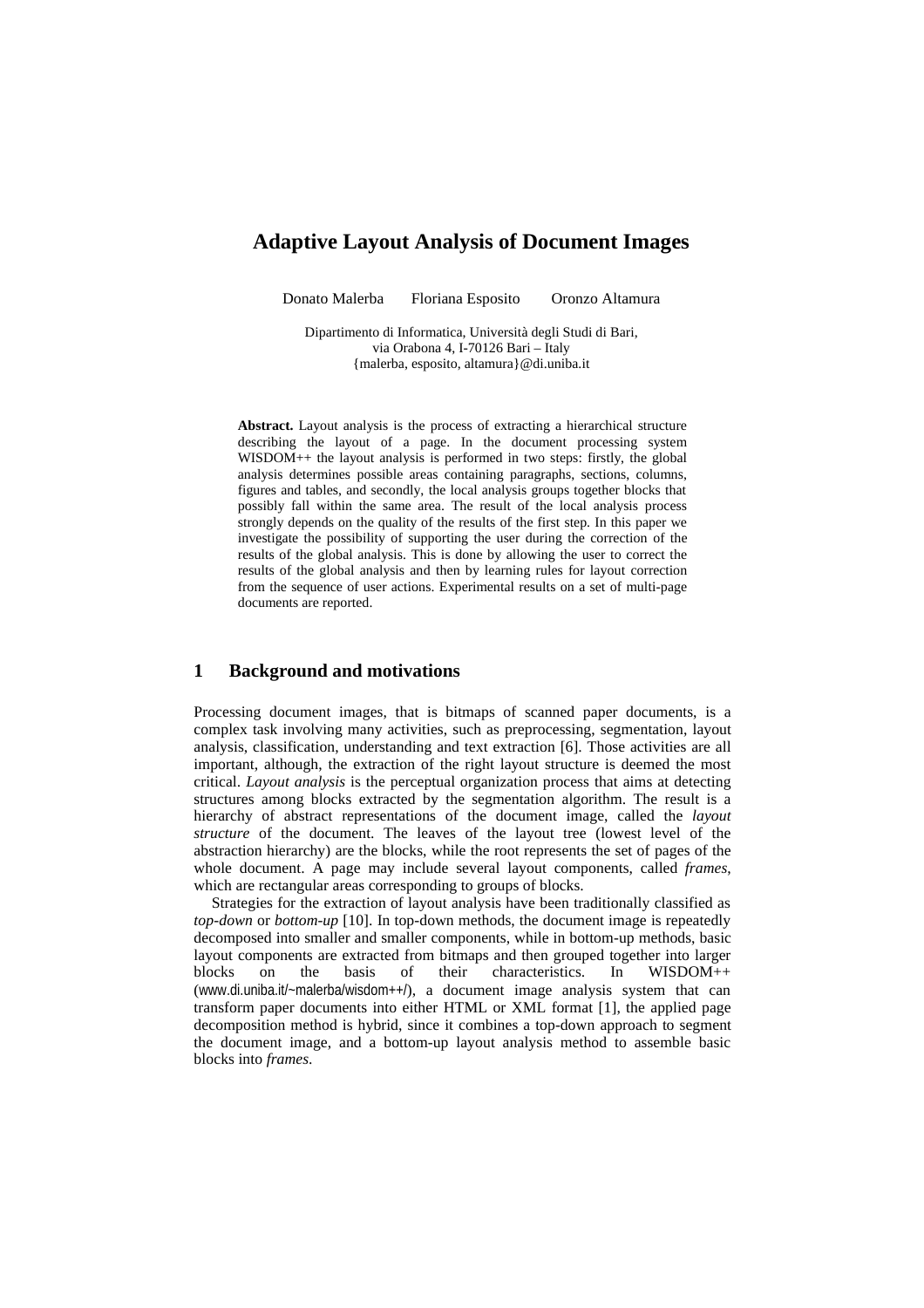# Adaptive Layout Analysis of Document Images

Donato Malerba Floriana Esposito Oronzo Altamura

Dipartimento di Informatica, Università degli Studi di Bari,
via Orabona 4, I-70126 Bari – Italy
{malerba, esposito, altamura}@di.uniba.it

**Abstract.** Layout analysis is the process of extracting a hierarchical structure describing the layout of a page. In the document processing system WISDOM++ the layout analysis is performed in two steps: firstly, the global analysis determines possible areas containing paragraphs, sections, columns, figures and tables, and secondly, the local analysis groups together blocks that possibly fall within the same area. The result of the local analysis process strongly depends on the quality of the results of the first step. In this paper we investigate the possibility of supporting the user during the correction of the results of the global analysis. This is done by allowing the user to correct the results of the global analysis and then by learning rules for layout correction from the sequence of user actions. Experimental results on a set of multi-page documents are reported.

## 1 Background and motivations

Processing document images, that is bitmaps of scanned paper documents, is a complex task involving many activities, such as preprocessing, segmentation, layout analysis, classification, understanding and text extraction [6]. Those activities are all important, although, the extraction of the right layout structure is deemed the most critical. *Layout analysis* is the perceptual organization process that aims at detecting structures among blocks extracted by the segmentation algorithm. The result is a hierarchy of abstract representations of the document image, called the *layout structure* of the document. The leaves of the layout tree (lowest level of the abstraction hierarchy) are the blocks, while the root represents the set of pages of the whole document. A page may include several layout components, called *frames*, which are rectangular areas corresponding to groups of blocks.

Strategies for the extraction of layout analysis have been traditionally classified as *top-down* or *bottom-up* [10]. In top-down methods, the document image is repeatedly decomposed into smaller and smaller components, while in bottom-up methods, basic layout components are extracted from bitmaps and then grouped together into larger blocks on the basis of their characteristics. In WISDOM++ (www.di.uniba.it/~malerba/wisdom++/), a document image analysis system that can transform paper documents into either HTML or XML format [1], the applied page decomposition method is hybrid, since it combines a top-down approach to segment the document image, and a bottom-up layout analysis method to assemble basic blocks into *frames*.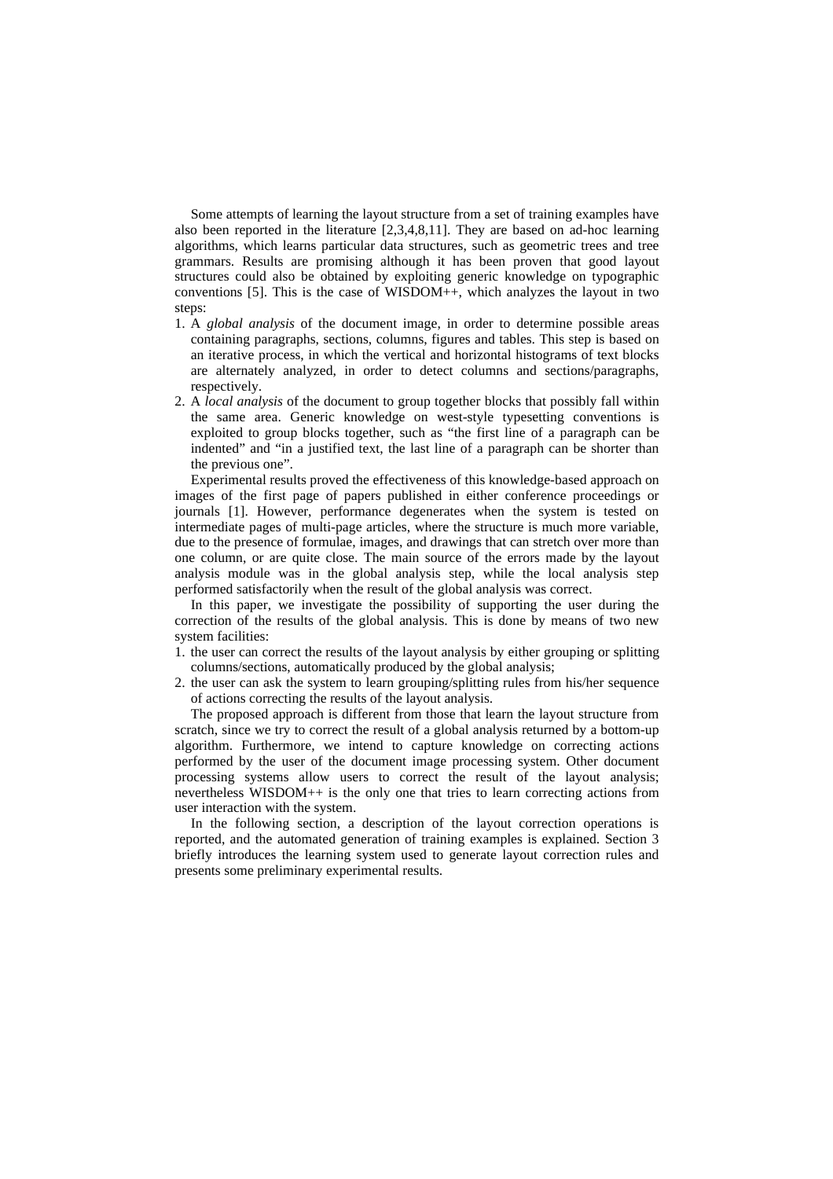Some attempts of learning the layout structure from a set of training examples have also been reported in the literature [2,3,4,8,11]. They are based on ad-hoc learning algorithms, which learns particular data structures, such as geometric trees and tree grammars. Results are promising although it has been proven that good layout structures could also be obtained by exploiting generic knowledge on typographic conventions [5]. This is the case of WISDOM++, which analyzes the layout in two steps:

1. A *global analysis* of the document image, in order to determine possible areas containing paragraphs, sections, columns, figures and tables. This step is based on an iterative process, in which the vertical and horizontal histograms of text blocks are alternately analyzed, in order to detect columns and sections/paragraphs, respectively.
2. A *local analysis* of the document to group together blocks that possibly fall within the same area. Generic knowledge on west-style typesetting conventions is exploited to group blocks together, such as "the first line of a paragraph can be indented" and "in a justified text, the last line of a paragraph can be shorter than the previous one".

Experimental results proved the effectiveness of this knowledge-based approach on images of the first page of papers published in either conference proceedings or journals [1]. However, performance degenerates when the system is tested on intermediate pages of multi-page articles, where the structure is much more variable, due to the presence of formulae, images, and drawings that can stretch over more than one column, or are quite close. The main source of the errors made by the layout analysis module was in the global analysis step, while the local analysis step performed satisfactorily when the result of the global analysis was correct.

In this paper, we investigate the possibility of supporting the user during the correction of the results of the global analysis. This is done by means of two new system facilities:

1. the user can correct the results of the layout analysis by either grouping or splitting columns/sections, automatically produced by the global analysis;
2. the user can ask the system to learn grouping/splitting rules from his/her sequence of actions correcting the results of the layout analysis.

The proposed approach is different from those that learn the layout structure from scratch, since we try to correct the result of a global analysis returned by a bottom-up algorithm. Furthermore, we intend to capture knowledge on correcting actions performed by the user of the document image processing system. Other document processing systems allow users to correct the result of the layout analysis; nevertheless WISDOM++ is the only one that tries to learn correcting actions from user interaction with the system.

In the following section, a description of the layout correction operations is reported, and the automated generation of training examples is explained. Section 3 briefly introduces the learning system used to generate layout correction rules and presents some preliminary experimental results.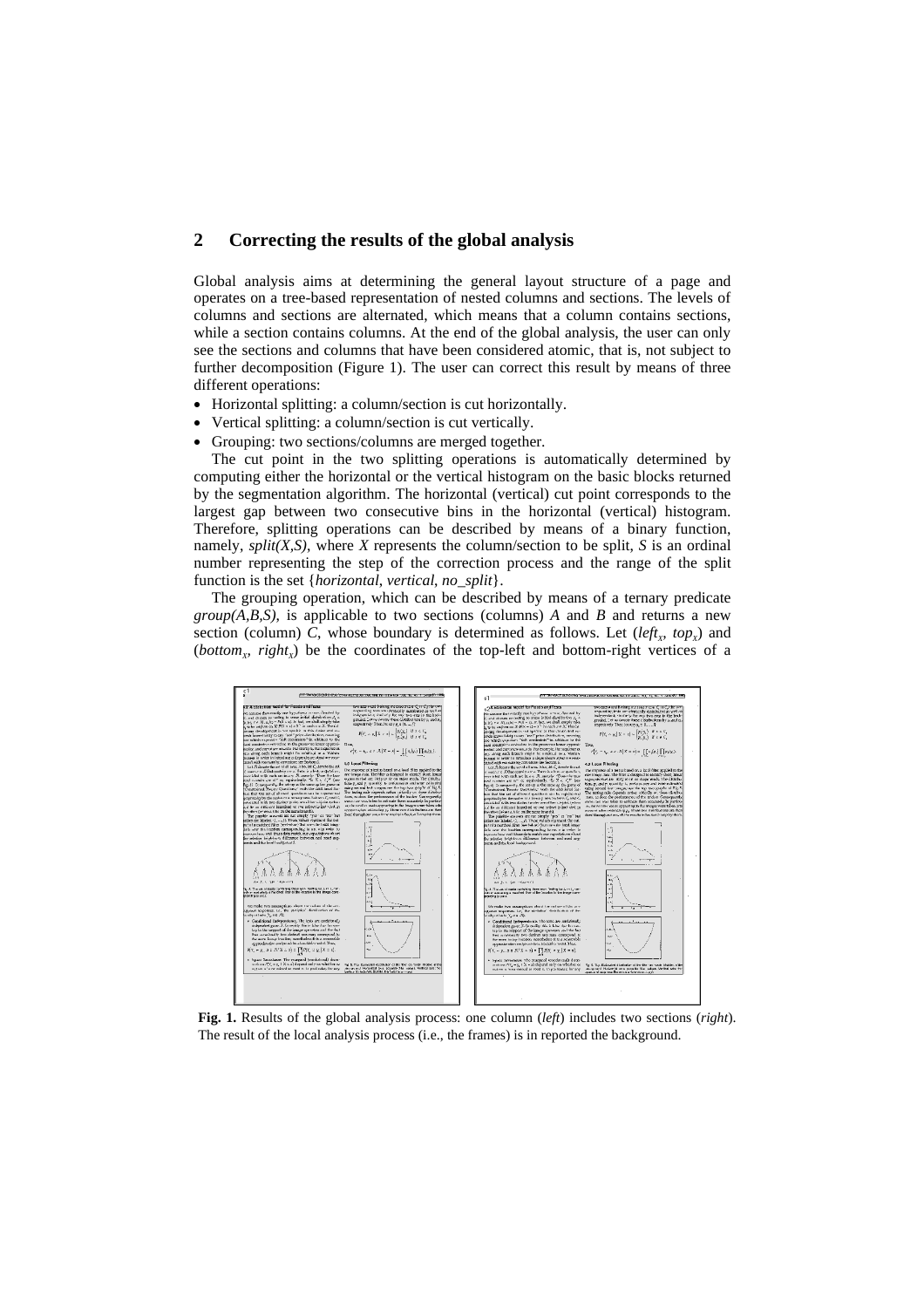## 2 Correcting the results of the global analysis

Global analysis aims at determining the general layout structure of a page and operates on a tree-based representation of nested columns and sections. The levels of columns and sections are alternated, which means that a column contains sections, while a section contains columns. At the end of the global analysis, the user can only see the sections and columns that have been considered atomic, that is, not subject to further decomposition (Figure 1). The user can correct this result by means of three different operations:

- Horizontal splitting: a column/section is cut horizontally.
- Vertical splitting: a column/section is cut vertically.
- Grouping: two sections/columns are merged together.

The cut point in the two splitting operations is automatically determined by computing either the horizontal or the vertical histogram on the basic blocks returned by the segmentation algorithm. The horizontal (vertical) cut point corresponds to the largest gap between two consecutive bins in the horizontal (vertical) histogram. Therefore, splitting operations can be described by means of a binary function, namely, *split(X,S)*, where *X* represents the column/section to be split, *S* is an ordinal number representing the step of the correction process and the range of the split function is the set {*horizontal*, *vertical*, *no_split*}.

The grouping operation, which can be described by means of a ternary predicate *group(A,B,S)*, is applicable to two sections (columns) *A* and *B* and returns a new section (column) *C*, whose boundary is determined as follows. Let ($left_x$, $top_x$) and ($bottom_x$, $right_x$) be the coordinates of the top-left and bottom-right vertices of a

**Fig. 1.** Results of the global analysis process: one column (*left*) includes two sections (*right*). The result of the local analysis process (i.e., the frames) is in reported the background.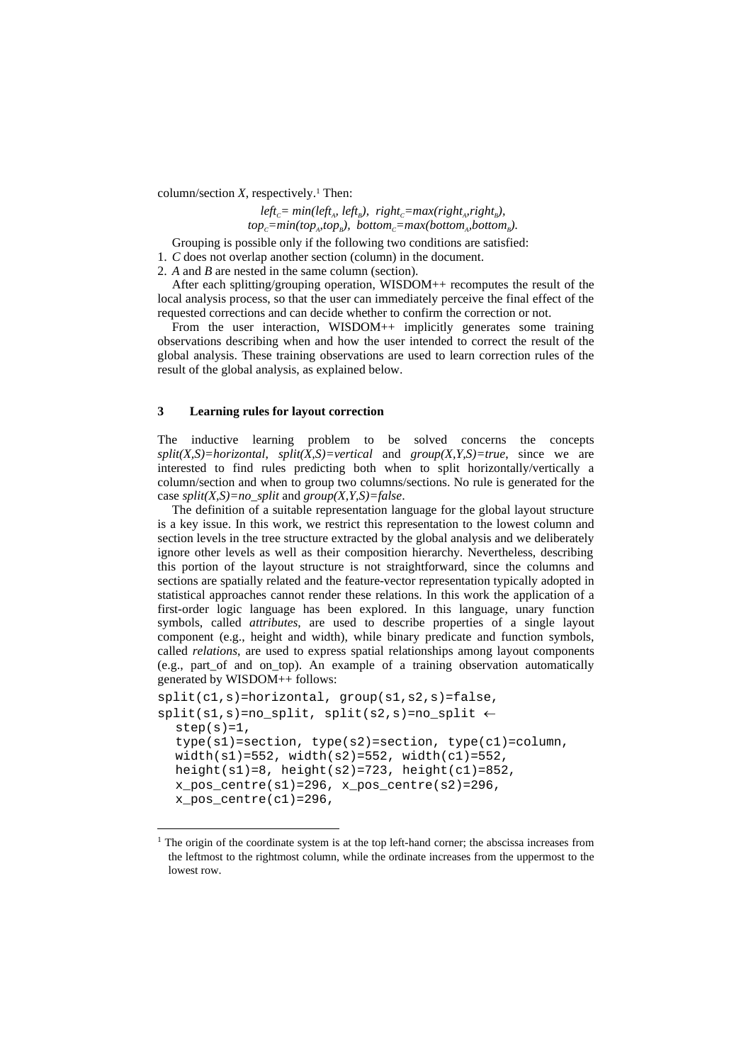column/section $X$, respectively.[1] Then:

$$left_C = min(left_A, left_B), \; right_C = max(right_A, right_B),$$
$$top_C = min(top_A, top_B), \; bottom_C = max(bottom_A, bottom_B).$$

Grouping is possible only if the following two conditions are satisfied:

1. $C$ does not overlap another section (column) in the document.
2. $A$ and $B$ are nested in the same column (section).

After each splitting/grouping operation, WISDOM++ recomputes the result of the local analysis process, so that the user can immediately perceive the final effect of the requested corrections and can decide whether to confirm the correction or not.

From the user interaction, WISDOM++ implicitly generates some training observations describing when and how the user intended to correct the result of the global analysis. These training observations are used to learn correction rules of the result of the global analysis, as explained below.

## 3 Learning rules for layout correction

The inductive learning problem to be solved concerns the concepts *split(X,S)=horizontal*, *split(X,S)=vertical* and *group(X,Y,S)=true*, since we are interested to find rules predicting both when to split horizontally/vertically a column/section and when to group two columns/sections. No rule is generated for the case *split(X,S)=no_split* and *group(X,Y,S)=false*.

The definition of a suitable representation language for the global layout structure is a key issue. In this work, we restrict this representation to the lowest column and section levels in the tree structure extracted by the global analysis and we deliberately ignore other levels as well as their composition hierarchy. Nevertheless, describing this portion of the layout structure is not straightforward, since the columns and sections are spatially related and the feature-vector representation typically adopted in statistical approaches cannot render these relations. In this work the application of a first-order logic language has been explored. In this language, unary function symbols, called *attributes*, are used to describe properties of a single layout component (e.g., height and width), while binary predicate and function symbols, called *relations*, are used to express spatial relationships among layout components (e.g., part_of and on_top). An example of a training observation automatically generated by WISDOM++ follows:

```
split(c1,s)=horizontal, group(s1,s2,s)=false,
split(s1,s)=no_split, split(s2,s)=no_split ←
   step(s)=1,
   type(s1)=section, type(s2)=section, type(c1)=column,
   width(s1)=552, width(s2)=552, width(c1)=552,
   height(s1)=8, height(s2)=723, height(c1)=852,
   x_pos_centre(s1)=296, x_pos_centre(s2)=296,
   x_pos_centre(c1)=296,
```

[1] The origin of the coordinate system is at the top left-hand corner; the abscissa increases from the leftmost to the rightmost column, while the ordinate increases from the uppermost to the lowest row.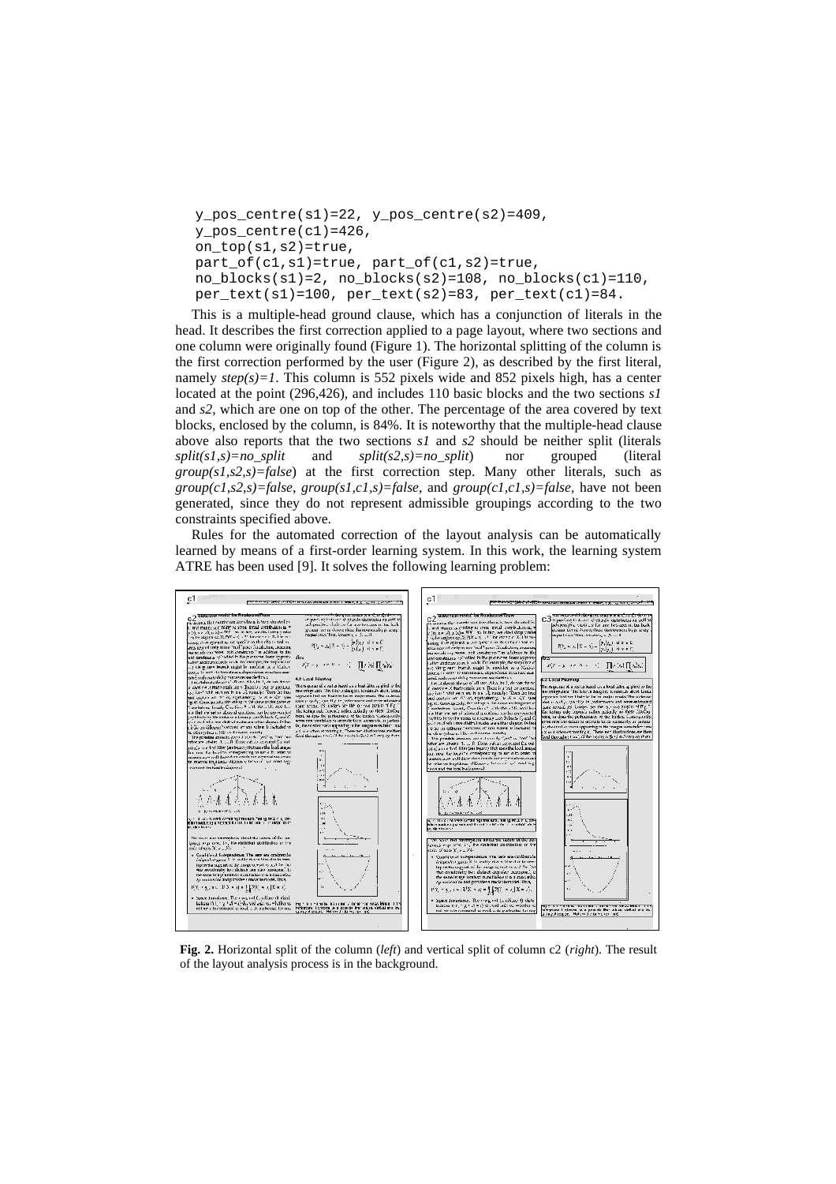```
y_pos_centre(s1)=22, y_pos_centre(s2)=409,
y_pos_centre(c1)=426,
on_top(s1,s2)=true,
part_of(c1,s1)=true, part_of(c1,s2)=true,
no_blocks(s1)=2, no_blocks(s2)=108, no_blocks(c1)=110,
per_text(s1)=100, per_text(s2)=83, per_text(c1)=84.
```

This is a multiple-head ground clause, which has a conjunction of literals in the head. It describes the first correction applied to a page layout, where two sections and one column were originally found (Figure 1). The horizontal splitting of the column is the first correction performed by the user (Figure 2), as described by the first literal, namely *step(s)=1*. This column is 552 pixels wide and 852 pixels high, has a center located at the point (296,426), and includes 110 basic blocks and the two sections *s1* and *s2*, which are one on top of the other. The percentage of the area covered by text blocks, enclosed by the column, is 84%. It is noteworthy that the multiple-head clause above also reports that the two sections *s1* and *s2* should be neither split (literals *split(s1,s)=no_split* and *split(s2,s)=no_split*) nor grouped (literal *group(s1,s2,s)=false*) at the first correction step. Many other literals, such as *group(c1,s2,s)=false*, *group(s1,c1,s)=false*, and *group(c1,c1,s)=false*, have not been generated, since they do not represent admissible groupings according to the two constraints specified above.

Rules for the automated correction of the layout analysis can be automatically learned by means of a first-order learning system. In this work, the learning system ATRE has been used [9]. It solves the following learning problem:

**Fig. 2.** Horizontal split of the column (*left*) and vertical split of column c2 (*right*). The result of the layout analysis process is in the background.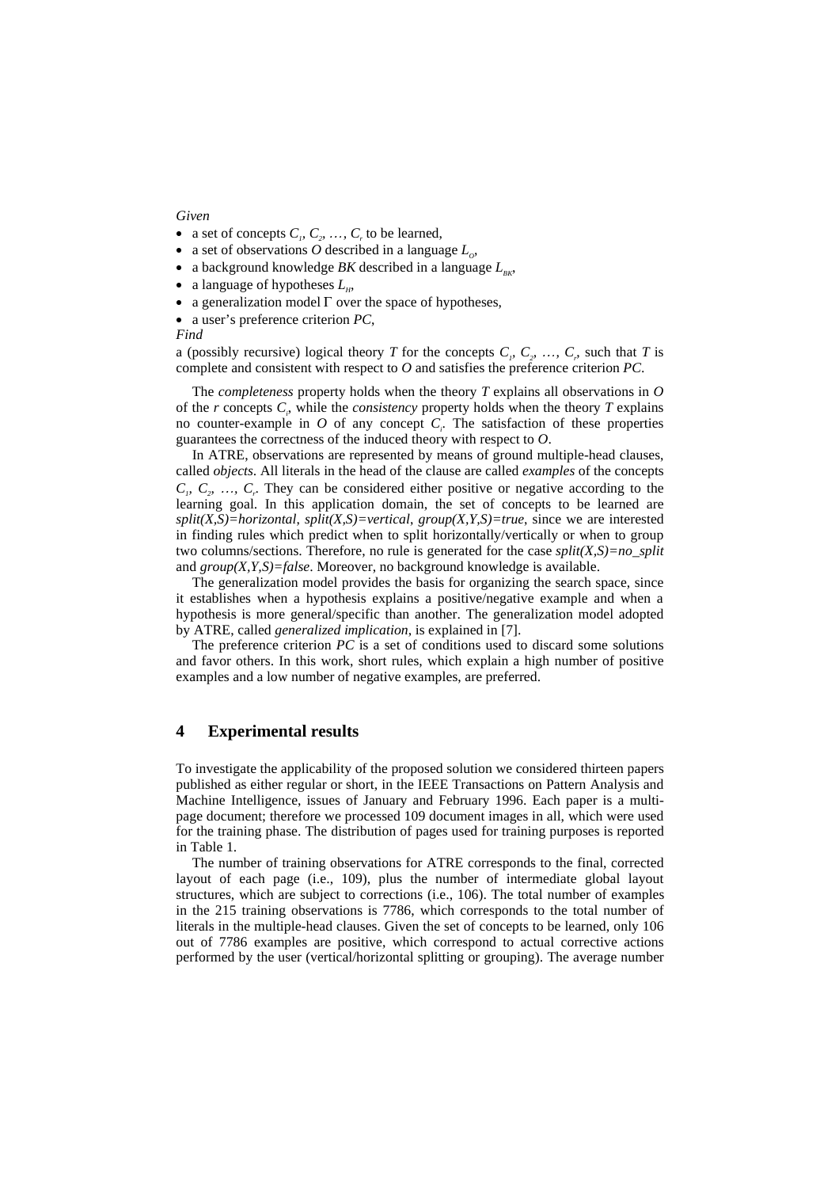*Given*

- a set of concepts $C_1, C_2, \ldots, C_r$ to be learned,
- a set of observations *O* described in a language $L_O$,
- a background knowledge *BK* described in a language $L_{BK}$,
- a language of hypotheses $L_H$,
- a generalization model Γ over the space of hypotheses,
- a user's preference criterion *PC*,

*Find*

a (possibly recursive) logical theory *T* for the concepts $C_1, C_2, \ldots, C_r$, such that *T* is complete and consistent with respect to *O* and satisfies the preference criterion *PC*.

The *completeness* property holds when the theory *T* explains all observations in *O* of the *r* concepts $C_i$, while the *consistency* property holds when the theory *T* explains no counter-example in *O* of any concept $C_i$. The satisfaction of these properties guarantees the correctness of the induced theory with respect to *O*.

In ATRE, observations are represented by means of ground multiple-head clauses, called *objects*. All literals in the head of the clause are called *examples* of the concepts $C_1, C_2, \ldots, C_r$. They can be considered either positive or negative according to the learning goal. In this application domain, the set of concepts to be learned are *split(X,S)=horizontal*, *split(X,S)=vertical*, *group(X,Y,S)=true*, since we are interested in finding rules which predict when to split horizontally/vertically or when to group two columns/sections. Therefore, no rule is generated for the case *split(X,S)=no_split* and *group(X,Y,S)=false*. Moreover, no background knowledge is available.

The generalization model provides the basis for organizing the search space, since it establishes when a hypothesis explains a positive/negative example and when a hypothesis is more general/specific than another. The generalization model adopted by ATRE, called *generalized implication*, is explained in [7].

The preference criterion *PC* is a set of conditions used to discard some solutions and favor others. In this work, short rules, which explain a high number of positive examples and a low number of negative examples, are preferred.

## 4 Experimental results

To investigate the applicability of the proposed solution we considered thirteen papers published as either regular or short, in the IEEE Transactions on Pattern Analysis and Machine Intelligence, issues of January and February 1996. Each paper is a multi-page document; therefore we processed 109 document images in all, which were used for the training phase. The distribution of pages used for training purposes is reported in Table 1.

The number of training observations for ATRE corresponds to the final, corrected layout of each page (i.e., 109), plus the number of intermediate global layout structures, which are subject to corrections (i.e., 106). The total number of examples in the 215 training observations is 7786, which corresponds to the total number of literals in the multiple-head clauses. Given the set of concepts to be learned, only 106 out of 7786 examples are positive, which correspond to actual corrective actions performed by the user (vertical/horizontal splitting or grouping). The average number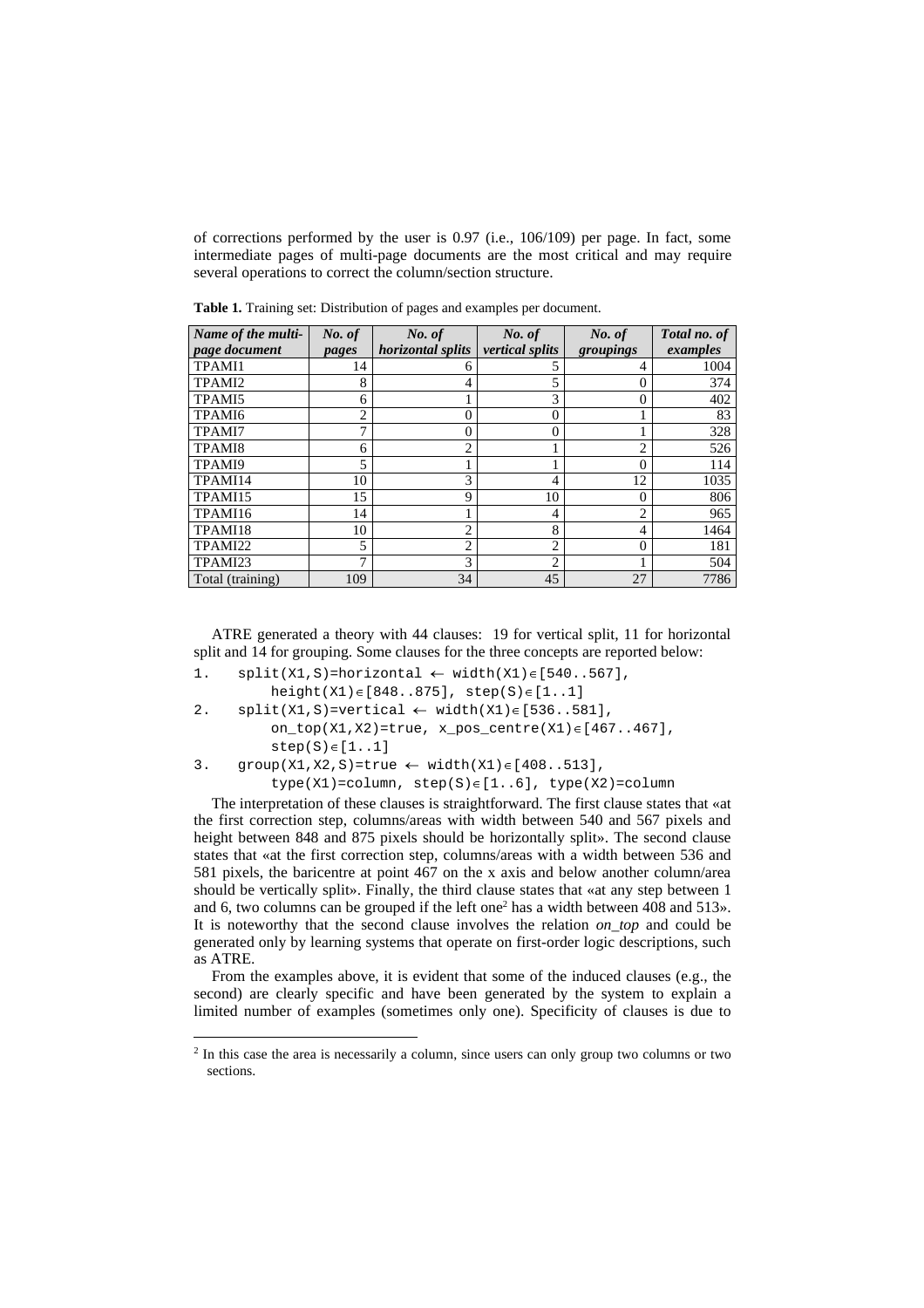of corrections performed by the user is 0.97 (i.e., 106/109) per page. In fact, some intermediate pages of multi-page documents are the most critical and may require several operations to correct the column/section structure.

**Table 1.** Training set: Distribution of pages and examples per document.

| *Name of the multi-page document* | *No. of pages* | *No. of horizontal splits* | *No. of vertical splits* | *No. of groupings* | *Total no. of examples* |
|---|---|---|---|---|---|
| TPAMI1 | 14 | 6 | 5 | 4 | 1004 |
| TPAMI2 | 8 | 4 | 5 | 0 | 374 |
| TPAMI5 | 6 | 1 | 3 | 0 | 402 |
| TPAMI6 | 2 | 0 | 0 | 1 | 83 |
| TPAMI7 | 7 | 0 | 0 | 1 | 328 |
| TPAMI8 | 6 | 2 | 1 | 2 | 526 |
| TPAMI9 | 5 | 1 | 1 | 0 | 114 |
| TPAMI14 | 10 | 3 | 4 | 12 | 1035 |
| TPAMI15 | 15 | 9 | 10 | 0 | 806 |
| TPAMI16 | 14 | 1 | 4 | 2 | 965 |
| TPAMI18 | 10 | 2 | 8 | 4 | 1464 |
| TPAMI22 | 5 | 2 | 2 | 0 | 181 |
| TPAMI23 | 7 | 3 | 2 | 1 | 504 |
| Total (training) | 109 | 34 | 45 | 27 | 7786 |

ATRE generated a theory with 44 clauses: 19 for vertical split, 11 for horizontal split and 14 for grouping. Some clauses for the three concepts are reported below:

```
1.   split(X1,S)=horizontal ← width(X1)∈[540..567],
        height(X1)∈[848..875], step(S)∈[1..1]
2.   split(X1,S)=vertical ← width(X1)∈[536..581],
        on_top(X1,X2)=true, x_pos_centre(X1)∈[467..467],
        step(S)∈[1..1]
3.   group(X1,X2,S)=true ← width(X1)∈[408..513],
        type(X1)=column, step(S)∈[1..6], type(X2)=column
```

The interpretation of these clauses is straightforward. The first clause states that «at the first correction step, columns/areas with width between 540 and 567 pixels and height between 848 and 875 pixels should be horizontally split». The second clause states that «at the first correction step, columns/areas with a width between 536 and 581 pixels, the baricentre at point 467 on the x axis and below another column/area should be vertically split». Finally, the third clause states that «at any step between 1 and 6, two columns can be grouped if the left one[2] has a width between 408 and 513». It is noteworthy that the second clause involves the relation *on_top* and could be generated only by learning systems that operate on first-order logic descriptions, such as ATRE.

From the examples above, it is evident that some of the induced clauses (e.g., the second) are clearly specific and have been generated by the system to explain a limited number of examples (sometimes only one). Specificity of clauses is due to

[2] In this case the area is necessarily a column, since users can only group two columns or two sections.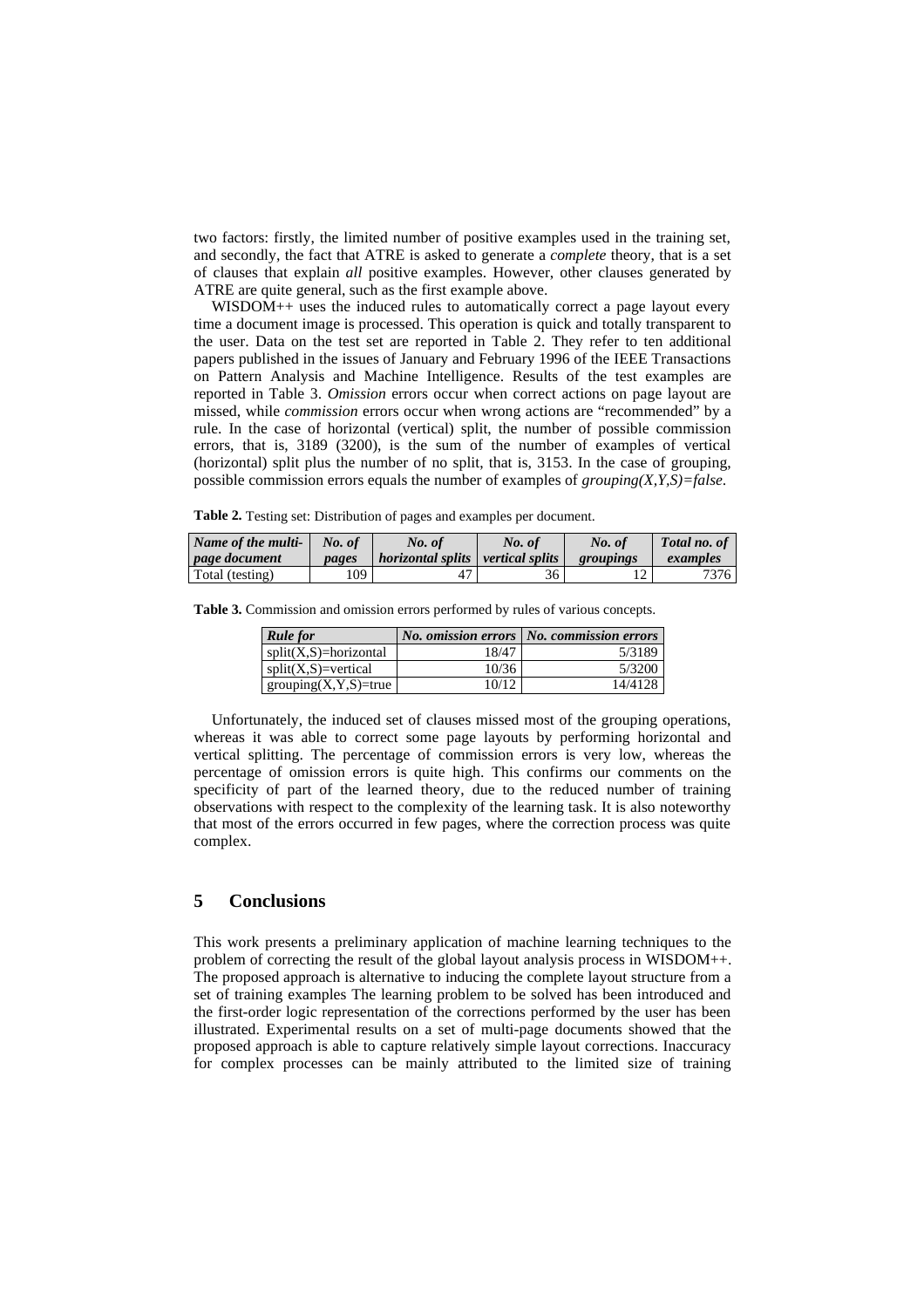two factors: firstly, the limited number of positive examples used in the training set, and secondly, the fact that ATRE is asked to generate a *complete* theory, that is a set of clauses that explain *all* positive examples. However, other clauses generated by ATRE are quite general, such as the first example above.

WISDOM++ uses the induced rules to automatically correct a page layout every time a document image is processed. This operation is quick and totally transparent to the user. Data on the test set are reported in Table 2. They refer to ten additional papers published in the issues of January and February 1996 of the IEEE Transactions on Pattern Analysis and Machine Intelligence. Results of the test examples are reported in Table 3. *Omission* errors occur when correct actions on page layout are missed, while *commission* errors occur when wrong actions are "recommended" by a rule. In the case of horizontal (vertical) split, the number of possible commission errors, that is, 3189 (3200), is the sum of the number of examples of vertical (horizontal) split plus the number of no split, that is, 3153. In the case of grouping, possible commission errors equals the number of examples of *grouping(X,Y,S)=false*.

**Table 2.** Testing set: Distribution of pages and examples per document.

| *Name of the multi-page document* | *No. of pages* | *No. of horizontal splits* | *No. of vertical splits* | *No. of groupings* | *Total no. of examples* |
|---|---|---|---|---|---|
| Total (testing) | 109 | 47 | 36 | 12 | 7376 |

**Table 3.** Commission and omission errors performed by rules of various concepts.

| *Rule for* | *No. omission errors* | *No. commission errors* |
|---|---|---|
| split(X,S)=horizontal | 18/47 | 5/3189 |
| split(X,S)=vertical | 10/36 | 5/3200 |
| grouping(X,Y,S)=true | 10/12 | 14/4128 |

Unfortunately, the induced set of clauses missed most of the grouping operations, whereas it was able to correct some page layouts by performing horizontal and vertical splitting. The percentage of commission errors is very low, whereas the percentage of omission errors is quite high. This confirms our comments on the specificity of part of the learned theory, due to the reduced number of training observations with respect to the complexity of the learning task. It is also noteworthy that most of the errors occurred in few pages, where the correction process was quite complex.

## 5 Conclusions

This work presents a preliminary application of machine learning techniques to the problem of correcting the result of the global layout analysis process in WISDOM++. The proposed approach is alternative to inducing the complete layout structure from a set of training examples The learning problem to be solved has been introduced and the first-order logic representation of the corrections performed by the user has been illustrated. Experimental results on a set of multi-page documents showed that the proposed approach is able to capture relatively simple layout corrections. Inaccuracy for complex processes can be mainly attributed to the limited size of training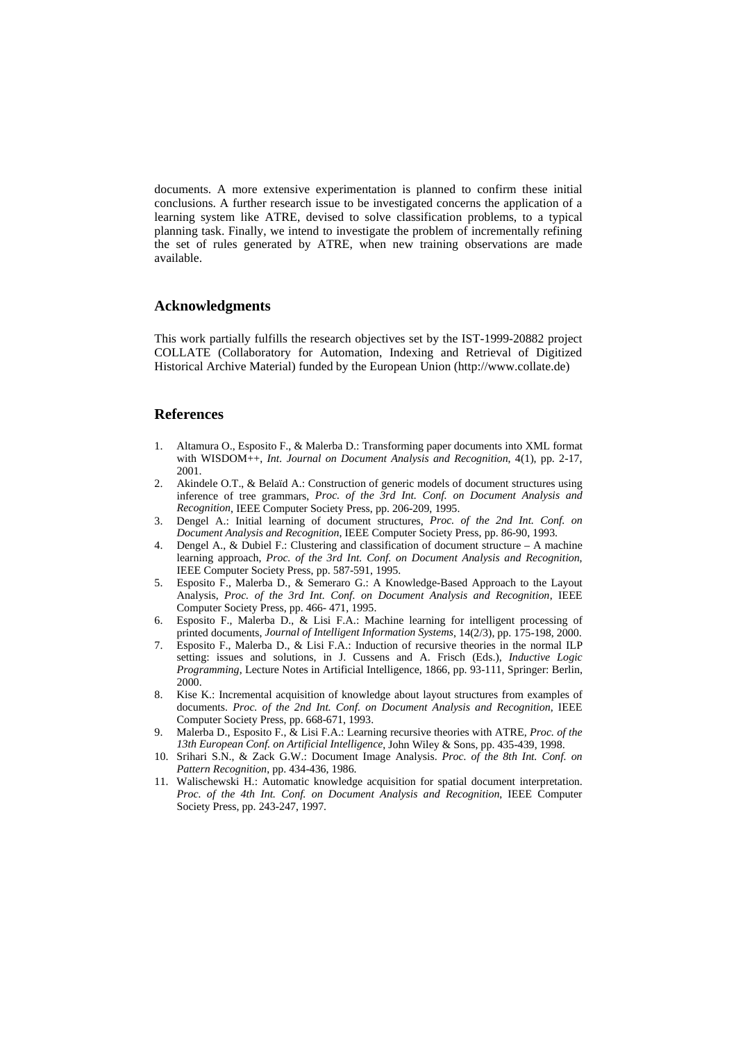documents. A more extensive experimentation is planned to confirm these initial conclusions. A further research issue to be investigated concerns the application of a learning system like ATRE, devised to solve classification problems, to a typical planning task. Finally, we intend to investigate the problem of incrementally refining the set of rules generated by ATRE, when new training observations are made available.

## Acknowledgments

This work partially fulfills the research objectives set by the IST-1999-20882 project COLLATE (Collaboratory for Automation, Indexing and Retrieval of Digitized Historical Archive Material) funded by the European Union (http://www.collate.de)

## References

1. Altamura O., Esposito F., & Malerba D.: Transforming paper documents into XML format with WISDOM++, *Int. Journal on Document Analysis and Recognition*, 4(1), pp. 2-17, 2001.
2. Akindele O.T., & Belaïd A.: Construction of generic models of document structures using inference of tree grammars, *Proc. of the 3rd Int. Conf. on Document Analysis and Recognition*, IEEE Computer Society Press, pp. 206-209, 1995.
3. Dengel A.: Initial learning of document structures, *Proc. of the 2nd Int. Conf. on Document Analysis and Recognition*, IEEE Computer Society Press, pp. 86-90, 1993.
4. Dengel A., & Dubiel F.: Clustering and classification of document structure – A machine learning approach, *Proc. of the 3rd Int. Conf. on Document Analysis and Recognition*, IEEE Computer Society Press, pp. 587-591, 1995.
5. Esposito F., Malerba D., & Semeraro G.: A Knowledge-Based Approach to the Layout Analysis, *Proc. of the 3rd Int. Conf. on Document Analysis and Recognition*, IEEE Computer Society Press, pp. 466- 471, 1995.
6. Esposito F., Malerba D., & Lisi F.A.: Machine learning for intelligent processing of printed documents, *Journal of Intelligent Information Systems*, 14(2/3), pp. 175-198, 2000.
7. Esposito F., Malerba D., & Lisi F.A.: Induction of recursive theories in the normal ILP setting: issues and solutions, in J. Cussens and A. Frisch (Eds.), *Inductive Logic Programming*, Lecture Notes in Artificial Intelligence, 1866, pp. 93-111, Springer: Berlin, 2000.
8. Kise K.: Incremental acquisition of knowledge about layout structures from examples of documents. *Proc. of the 2nd Int. Conf. on Document Analysis and Recognition*, IEEE Computer Society Press, pp. 668-671, 1993.
9. Malerba D., Esposito F., & Lisi F.A.: Learning recursive theories with ATRE, *Proc. of the 13th European Conf. on Artificial Intelligence*, John Wiley & Sons, pp. 435-439, 1998.
10. Srihari S.N., & Zack G.W.: Document Image Analysis. *Proc. of the 8th Int. Conf. on Pattern Recognition*, pp. 434-436, 1986.
11. Walischewski H.: Automatic knowledge acquisition for spatial document interpretation. *Proc. of the 4th Int. Conf. on Document Analysis and Recognition*, IEEE Computer Society Press, pp. 243-247, 1997.